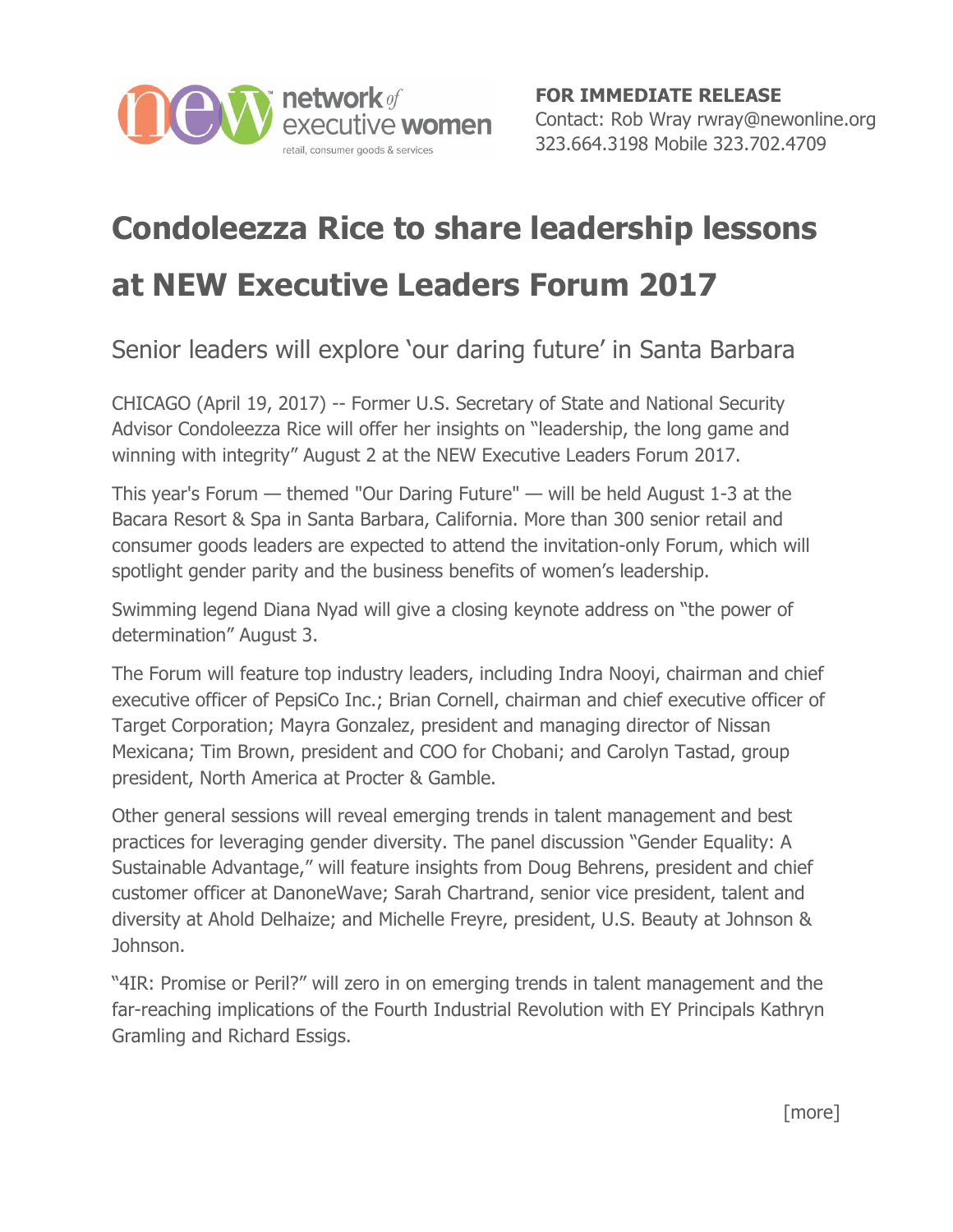network of executive women
retail, consumer goods & services

**FOR IMMEDIATE RELEASE**
Contact: Rob Wray rwray@newonline.org
323.664.3198 Mobile 323.702.4709

# Condoleezza Rice to share leadership lessons at NEW Executive Leaders Forum 2017

## Senior leaders will explore 'our daring future' in Santa Barbara

CHICAGO (April 19, 2017) -- Former U.S. Secretary of State and National Security Advisor Condoleezza Rice will offer her insights on "leadership, the long game and winning with integrity" August 2 at the NEW Executive Leaders Forum 2017.

This year's Forum — themed "Our Daring Future" — will be held August 1-3 at the Bacara Resort & Spa in Santa Barbara, California. More than 300 senior retail and consumer goods leaders are expected to attend the invitation-only Forum, which will spotlight gender parity and the business benefits of women's leadership.

Swimming legend Diana Nyad will give a closing keynote address on "the power of determination" August 3.

The Forum will feature top industry leaders, including Indra Nooyi, chairman and chief executive officer of PepsiCo Inc.; Brian Cornell, chairman and chief executive officer of Target Corporation; Mayra Gonzalez, president and managing director of Nissan Mexicana; Tim Brown, president and COO for Chobani; and Carolyn Tastad, group president, North America at Procter & Gamble.

Other general sessions will reveal emerging trends in talent management and best practices for leveraging gender diversity. The panel discussion "Gender Equality: A Sustainable Advantage," will feature insights from Doug Behrens, president and chief customer officer at DanoneWave; Sarah Chartrand, senior vice president, talent and diversity at Ahold Delhaize; and Michelle Freyre, president, U.S. Beauty at Johnson & Johnson.

"4IR: Promise or Peril?" will zero in on emerging trends in talent management and the far-reaching implications of the Fourth Industrial Revolution with EY Principals Kathryn Gramling and Richard Essigs.

[more]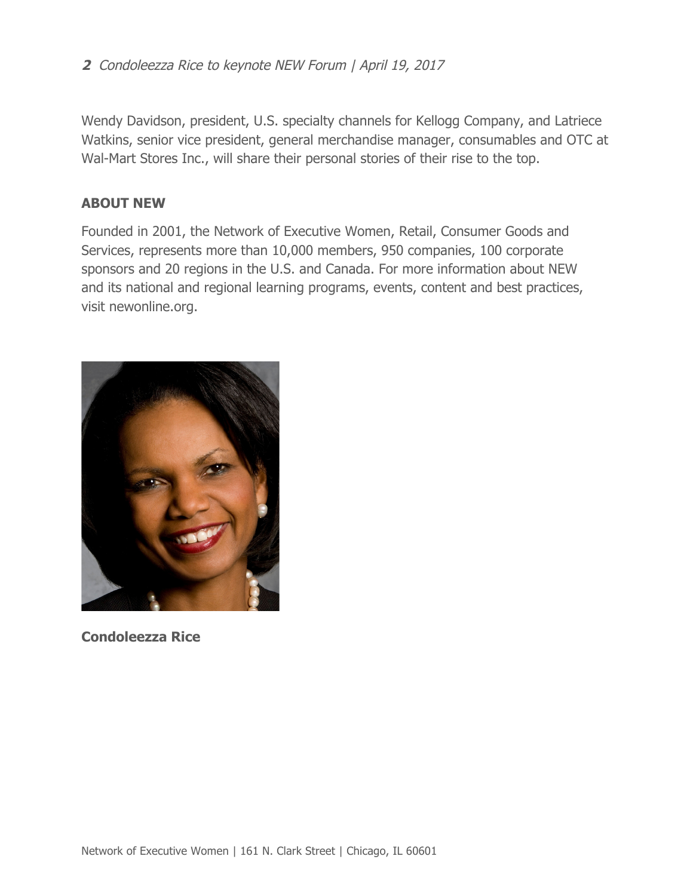Wendy Davidson, president, U.S. specialty channels for Kellogg Company, and Latriece Watkins, senior vice president, general merchandise manager, consumables and OTC at Wal-Mart Stores Inc., will share their personal stories of their rise to the top.

**ABOUT NEW**

Founded in 2001, the Network of Executive Women, Retail, Consumer Goods and Services, represents more than 10,000 members, 950 companies, 100 corporate sponsors and 20 regions in the U.S. and Canada. For more information about NEW and its national and regional learning programs, events, content and best practices, visit newonline.org.

**Condoleezza Rice**

Network of Executive Women | 161 N. Clark Street | Chicago, IL 60601